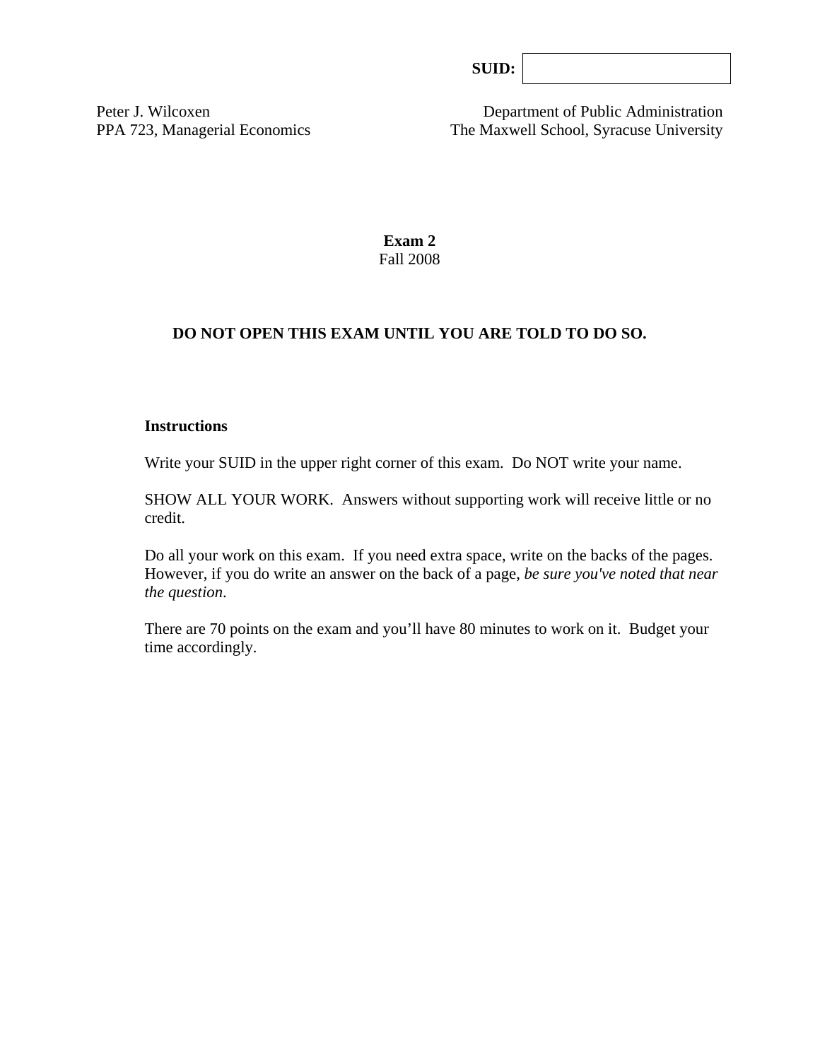**SUID:** 

Peter J. Wilcoxen
PPA 723, Managerial Economics

Department of Public Administration
The Maxwell School, Syracuse University

# Exam 2

Fall 2008

**DO NOT OPEN THIS EXAM UNTIL YOU ARE TOLD TO DO SO.**

**Instructions**

Write your SUID in the upper right corner of this exam. Do NOT write your name.

SHOW ALL YOUR WORK. Answers without supporting work will receive little or no credit.

Do all your work on this exam. If you need extra space, write on the backs of the pages. However, if you do write an answer on the back of a page, *be sure you've noted that near the question*.

There are 70 points on the exam and you'll have 80 minutes to work on it. Budget your time accordingly.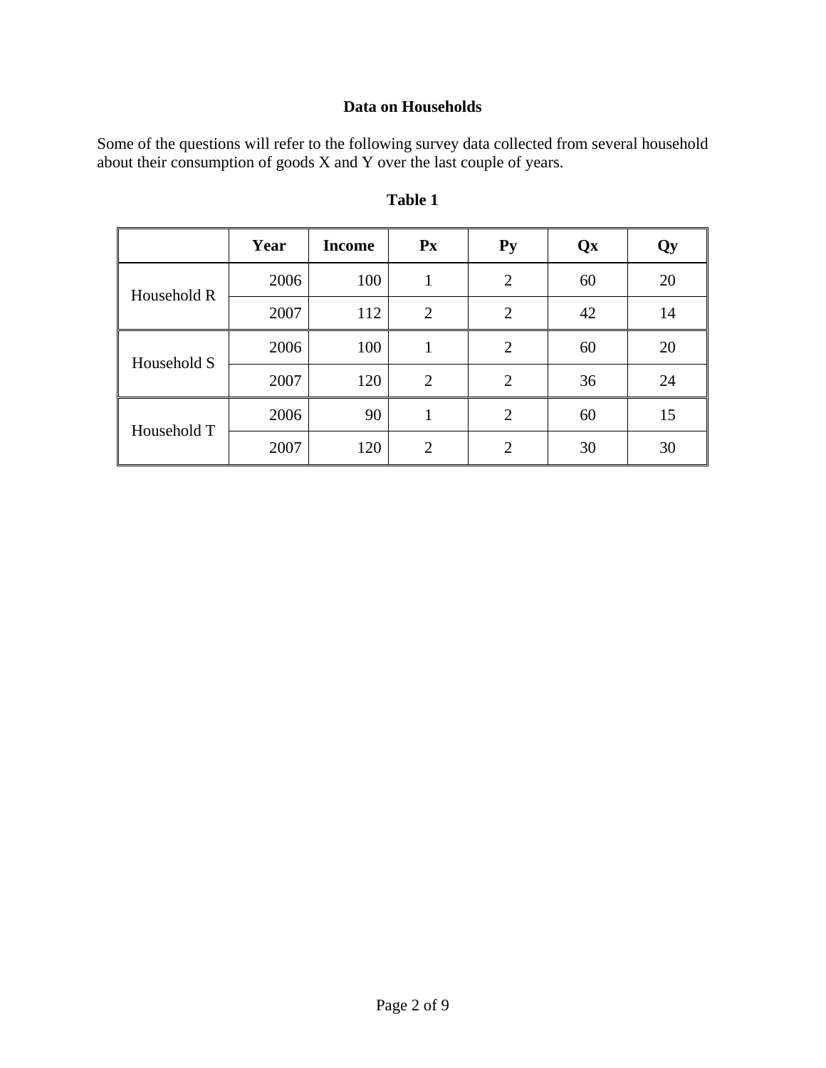## Data on Households

Some of the questions will refer to the following survey data collected from several household about their consumption of goods X and Y over the last couple of years.

**Table 1**

| | Year | Income | Px | Py | Qx | Qy |
|---|---|---|---|---|---|---|
| Household R | 2006 | 100 | 1 | 2 | 60 | 20 |
| | 2007 | 112 | 2 | 2 | 42 | 14 |
| Household S | 2006 | 100 | 1 | 2 | 60 | 20 |
| | 2007 | 120 | 2 | 2 | 36 | 24 |
| Household T | 2006 | 90 | 1 | 2 | 60 | 15 |
| | 2007 | 120 | 2 | 2 | 30 | 30 |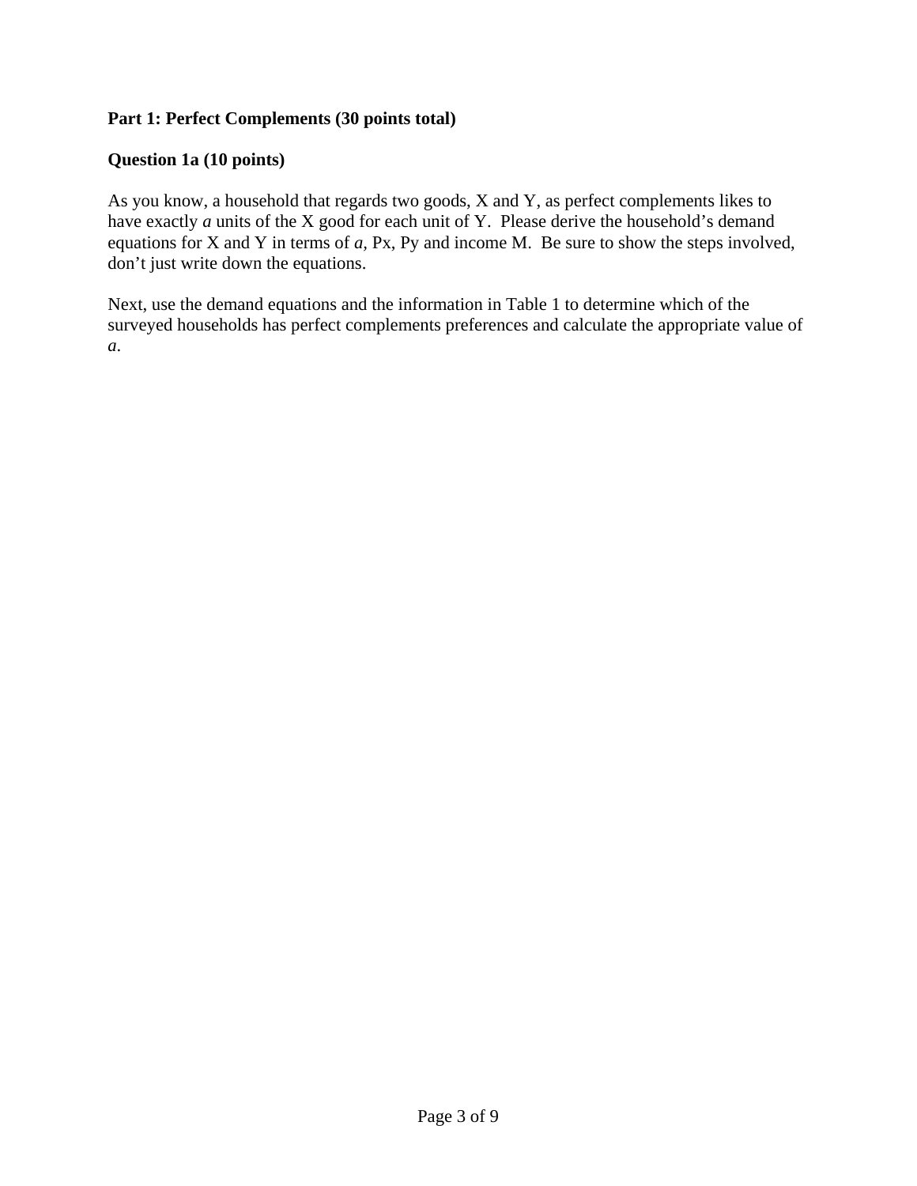**Part 1: Perfect Complements (30 points total)**

**Question 1a (10 points)**

As you know, a household that regards two goods, X and Y, as perfect complements likes to have exactly *a* units of the X good for each unit of Y. Please derive the household's demand equations for X and Y in terms of *a*, Px, Py and income M. Be sure to show the steps involved, don't just write down the equations.

Next, use the demand equations and the information in Table 1 to determine which of the surveyed households has perfect complements preferences and calculate the appropriate value of *a*.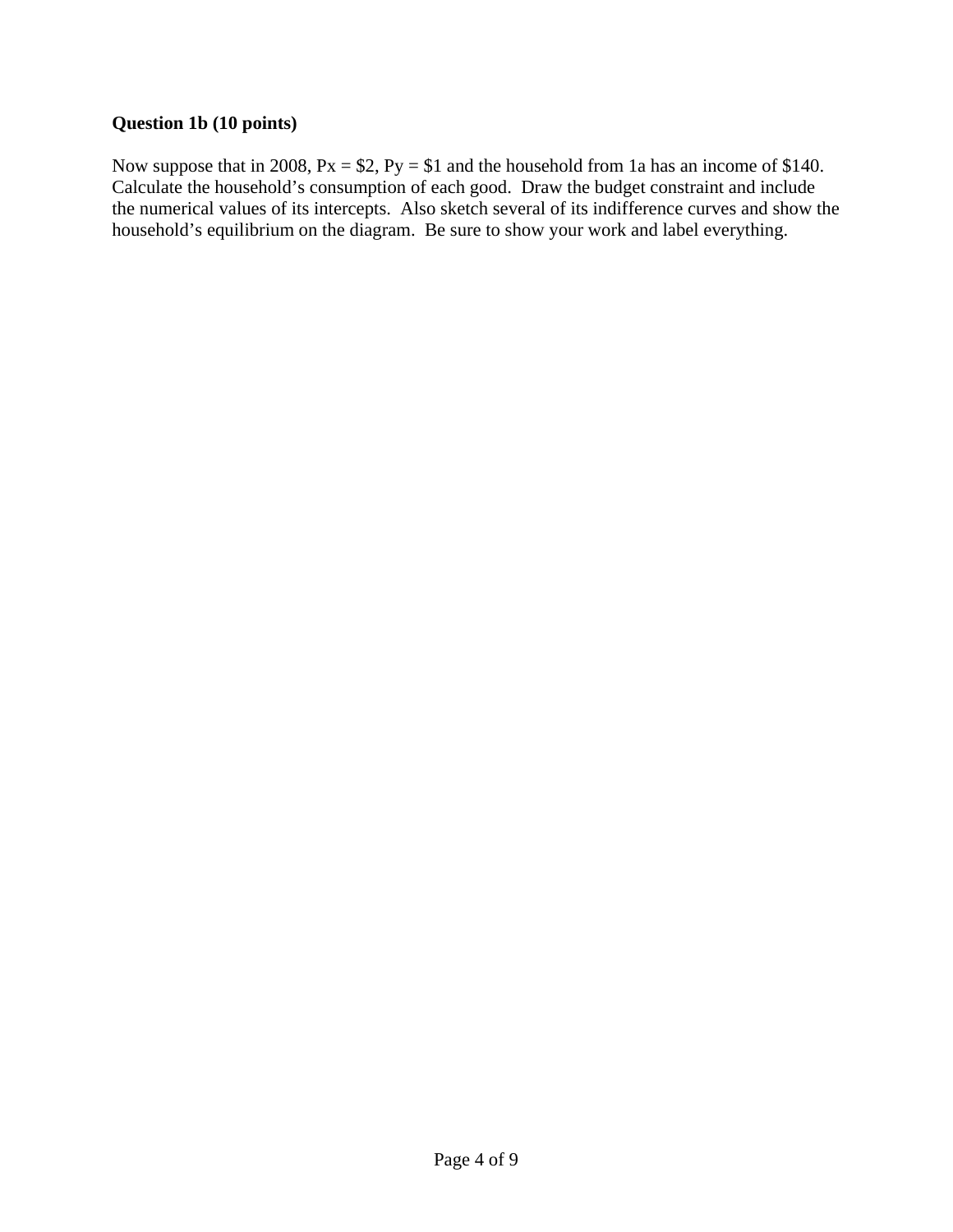**Question 1b (10 points)**

Now suppose that in 2008, $P_x = \$2$, $P_y = \$1$ and the household from 1a has an income of \$140. Calculate the household's consumption of each good. Draw the budget constraint and include the numerical values of its intercepts. Also sketch several of its indifference curves and show the household's equilibrium on the diagram. Be sure to show your work and label everything.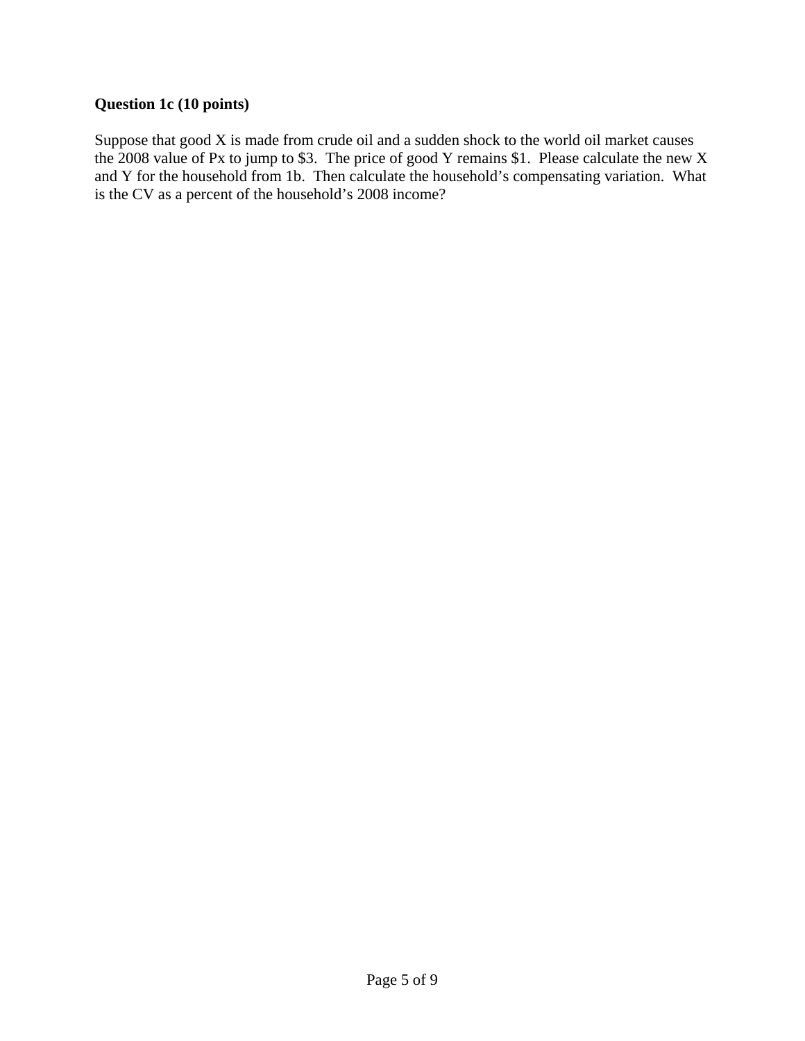**Question 1c (10 points)**

Suppose that good X is made from crude oil and a sudden shock to the world oil market causes the 2008 value of Px to jump to $3. The price of good Y remains $1. Please calculate the new X and Y for the household from 1b. Then calculate the household's compensating variation. What is the CV as a percent of the household's 2008 income?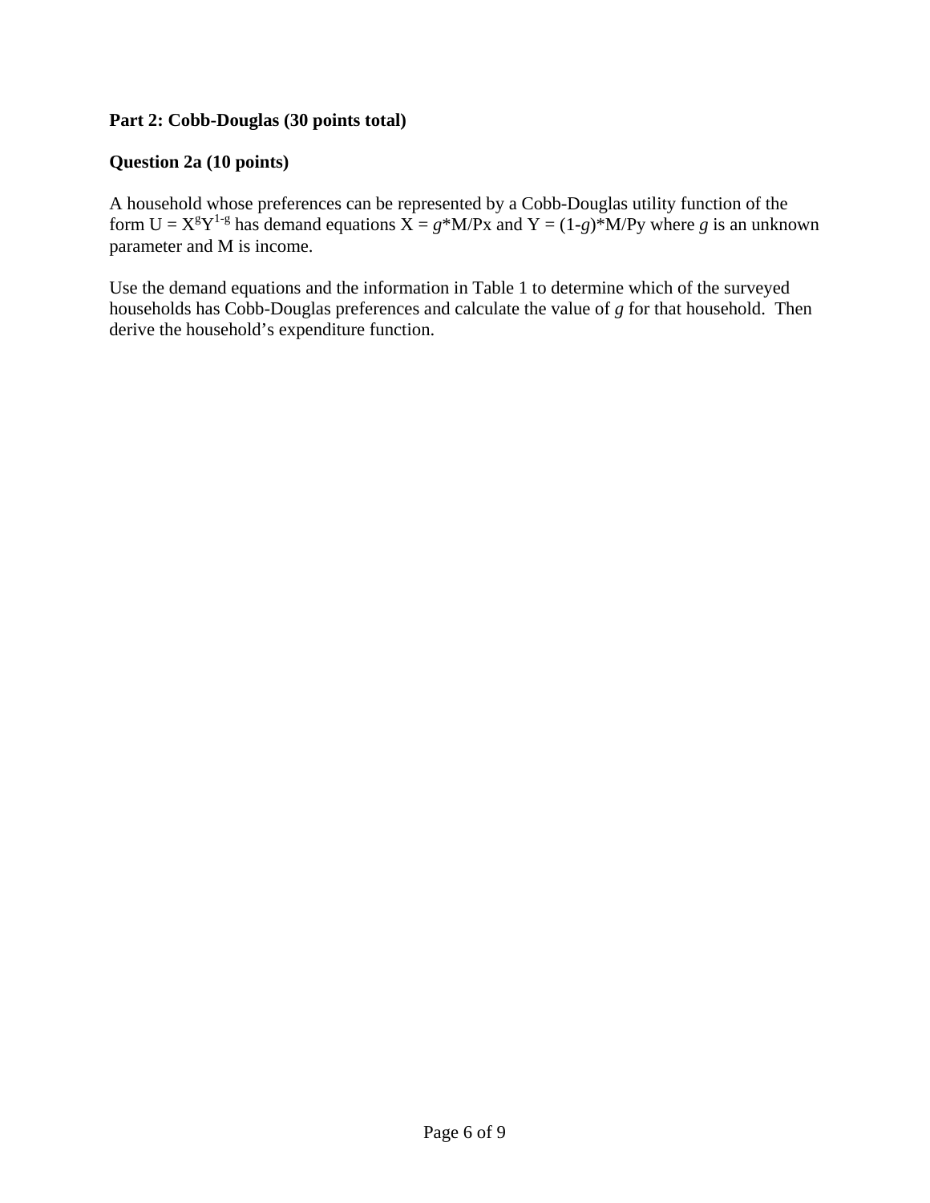**Part 2: Cobb-Douglas (30 points total)**

**Question 2a (10 points)**

A household whose preferences can be represented by a Cobb-Douglas utility function of the form $U = X^{g}Y^{1-g}$ has demand equations $X = g*M/Px$ and $Y = (1-g)*M/Py$ where $g$ is an unknown parameter and M is income.

Use the demand equations and the information in Table 1 to determine which of the surveyed households has Cobb-Douglas preferences and calculate the value of $g$ for that household. Then derive the household's expenditure function.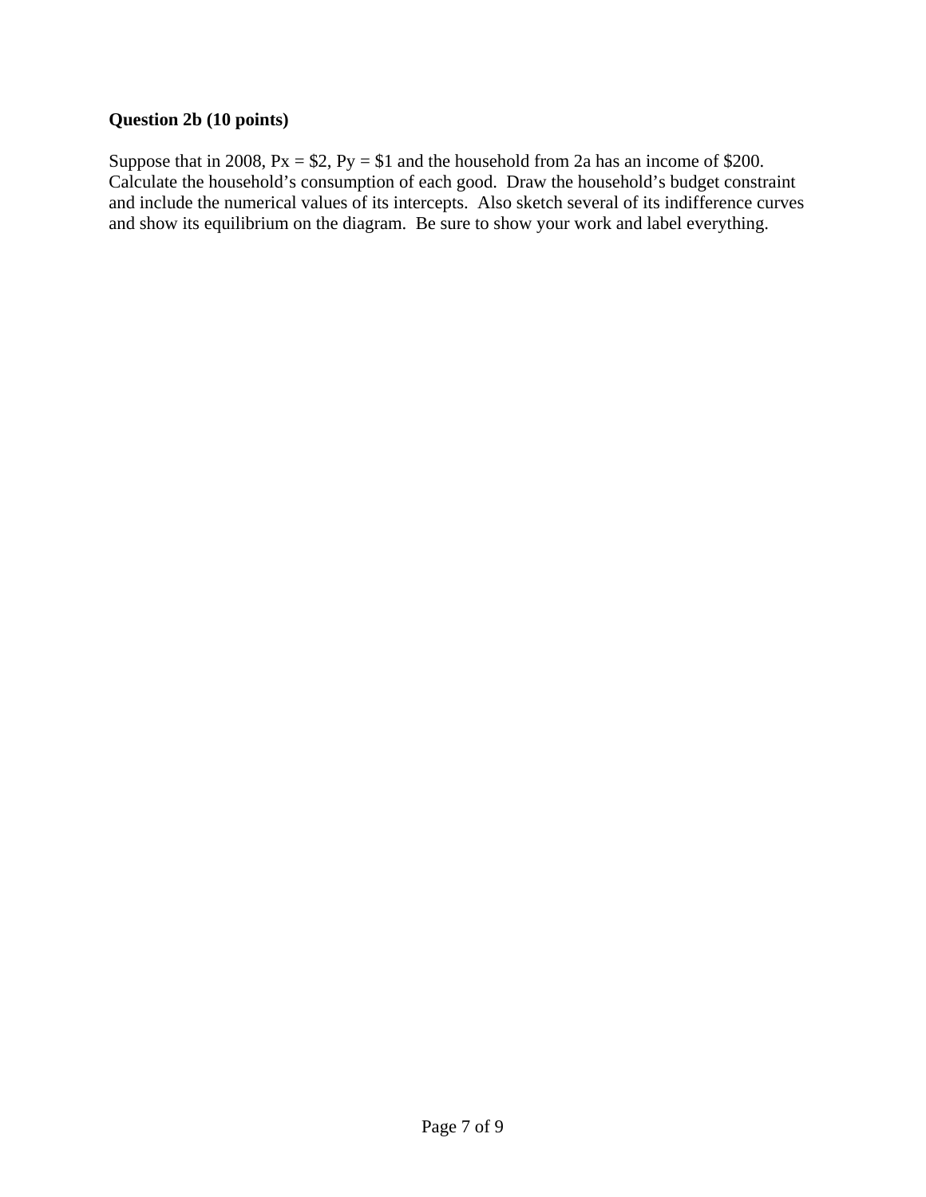**Question 2b (10 points)**

Suppose that in 2008, Px = $2, Py = $1 and the household from 2a has an income of $200. Calculate the household's consumption of each good. Draw the household's budget constraint and include the numerical values of its intercepts. Also sketch several of its indifference curves and show its equilibrium on the diagram. Be sure to show your work and label everything.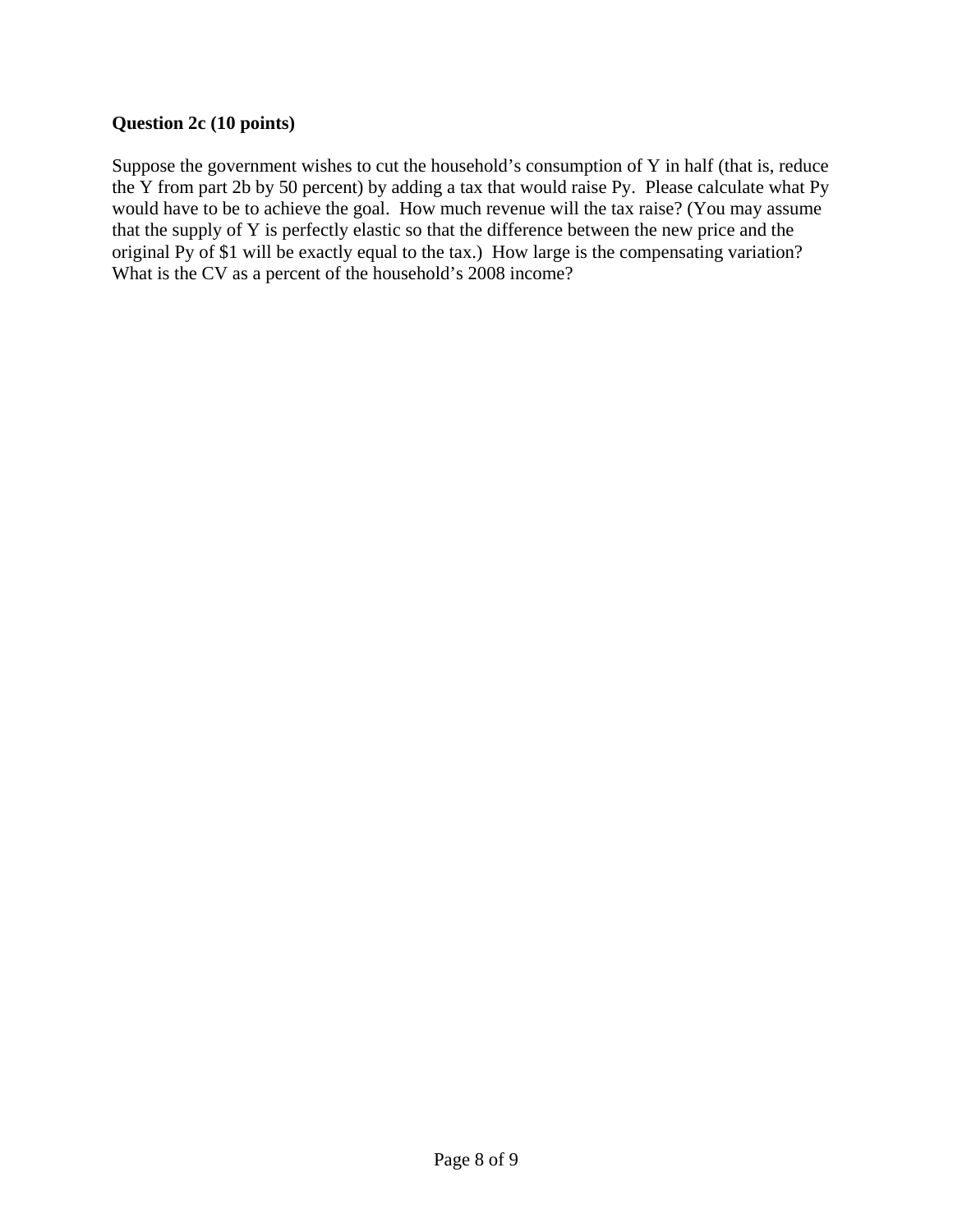**Question 2c (10 points)**

Suppose the government wishes to cut the household's consumption of Y in half (that is, reduce the Y from part 2b by 50 percent) by adding a tax that would raise Py. Please calculate what Py would have to be to achieve the goal. How much revenue will the tax raise? (You may assume that the supply of Y is perfectly elastic so that the difference between the new price and the original Py of $1 will be exactly equal to the tax.) How large is the compensating variation? What is the CV as a percent of the household's 2008 income?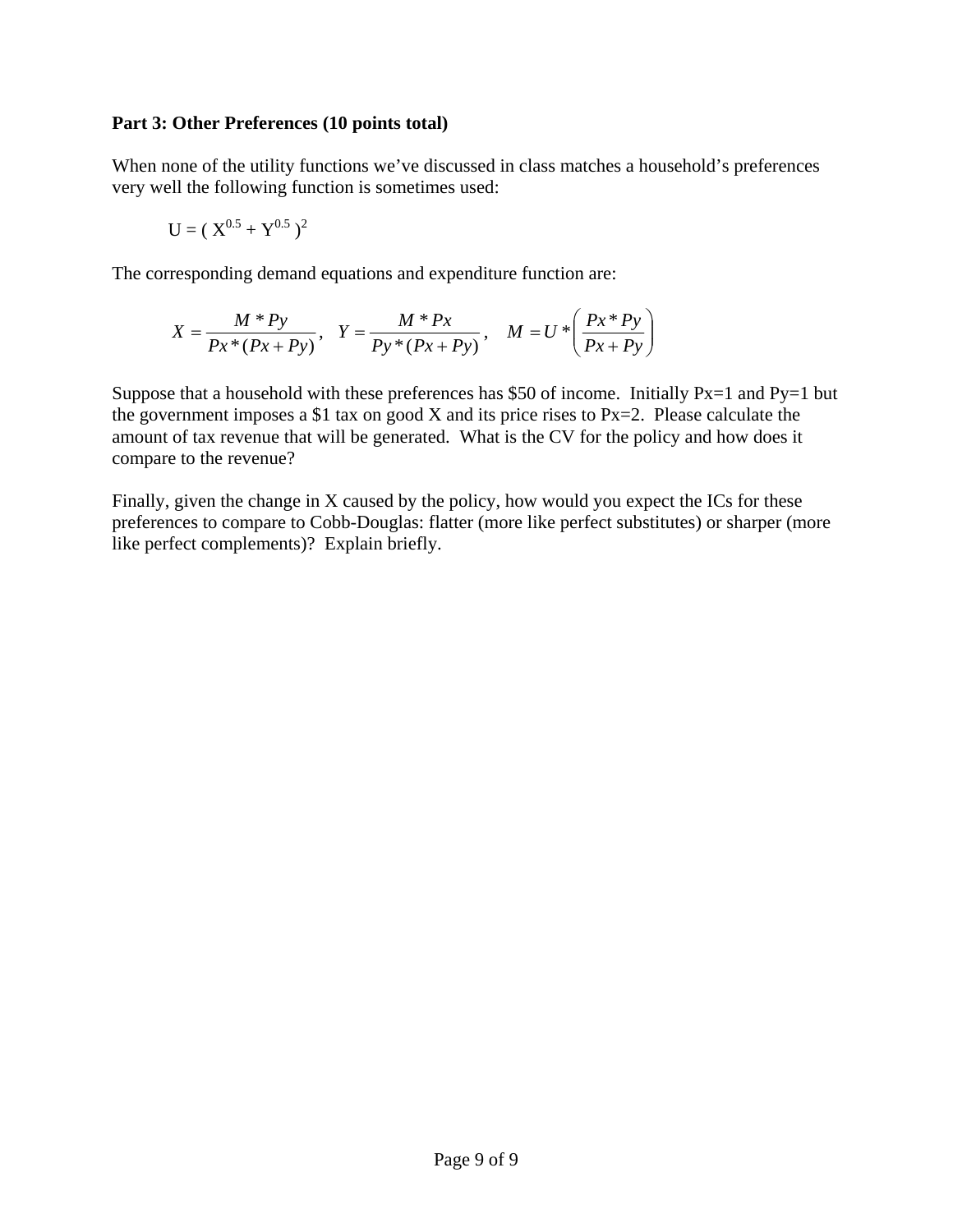**Part 3: Other Preferences (10 points total)**

When none of the utility functions we've discussed in class matches a household's preferences very well the following function is sometimes used:

$$U = ( X^{0.5} + Y^{0.5} )^2$$

The corresponding demand equations and expenditure function are:

$$X = \frac{M * Py}{Px * (Px + Py)}, \quad Y = \frac{M * Px}{Py * (Px + Py)}, \quad M = U * \left( \frac{Px * Py}{Px + Py} \right)$$

Suppose that a household with these preferences has $50 of income. Initially Px=1 and Py=1 but the government imposes a $1 tax on good X and its price rises to Px=2. Please calculate the amount of tax revenue that will be generated. What is the CV for the policy and how does it compare to the revenue?

Finally, given the change in X caused by the policy, how would you expect the ICs for these preferences to compare to Cobb-Douglas: flatter (more like perfect substitutes) or sharper (more like perfect complements)? Explain briefly.